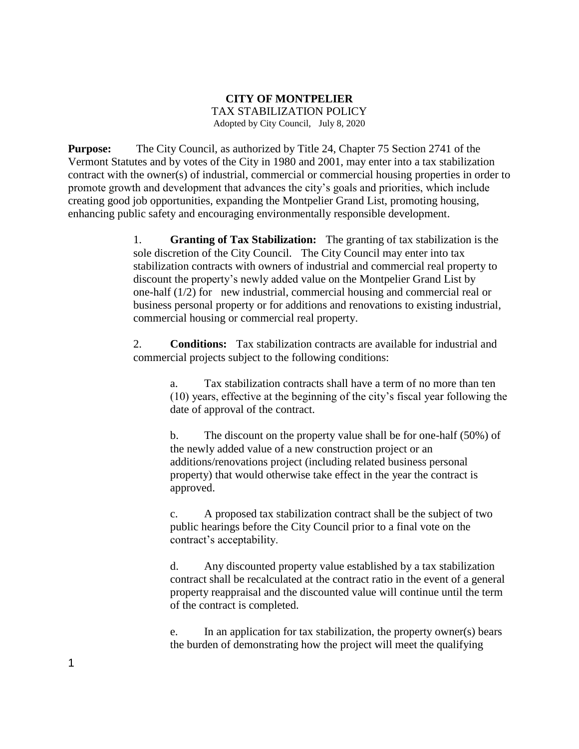# CITY OF MONTPELIER

TAX STABILIZATION POLICY

Adopted by City Council, July 8, 2020

**Purpose:** The City Council, as authorized by Title 24, Chapter 75 Section 2741 of the Vermont Statutes and by votes of the City in 1980 and 2001, may enter into a tax stabilization contract with the owner(s) of industrial, commercial or commercial housing properties in order to promote growth and development that advances the city's goals and priorities, which include creating good job opportunities, expanding the Montpelier Grand List, promoting housing, enhancing public safety and encouraging environmentally responsible development.

1. **Granting of Tax Stabilization:** The granting of tax stabilization is the sole discretion of the City Council. The City Council may enter into tax stabilization contracts with owners of industrial and commercial real property to discount the property's newly added value on the Montpelier Grand List by one-half (1/2) for new industrial, commercial housing and commercial real or business personal property or for additions and renovations to existing industrial, commercial housing or commercial real property.

2. **Conditions:** Tax stabilization contracts are available for industrial and commercial projects subject to the following conditions:

   a. Tax stabilization contracts shall have a term of no more than ten (10) years, effective at the beginning of the city's fiscal year following the date of approval of the contract.

   b. The discount on the property value shall be for one-half (50%) of the newly added value of a new construction project or an additions/renovations project (including related business personal property) that would otherwise take effect in the year the contract is approved.

   c. A proposed tax stabilization contract shall be the subject of two public hearings before the City Council prior to a final vote on the contract's acceptability.

   d. Any discounted property value established by a tax stabilization contract shall be recalculated at the contract ratio in the event of a general property reappraisal and the discounted value will continue until the term of the contract is completed.

   e. In an application for tax stabilization, the property owner(s) bears the burden of demonstrating how the project will meet the qualifying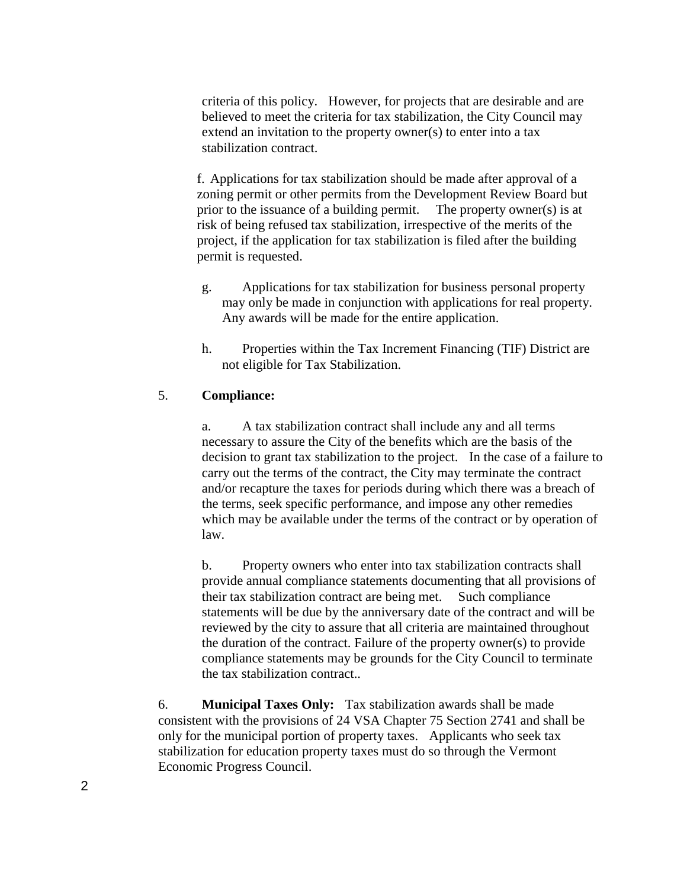criteria of this policy. However, for projects that are desirable and are believed to meet the criteria for tax stabilization, the City Council may extend an invitation to the property owner(s) to enter into a tax stabilization contract.

f. Applications for tax stabilization should be made after approval of a zoning permit or other permits from the Development Review Board but prior to the issuance of a building permit. The property owner(s) is at risk of being refused tax stabilization, irrespective of the merits of the project, if the application for tax stabilization is filed after the building permit is requested.

g. Applications for tax stabilization for business personal property may only be made in conjunction with applications for real property. Any awards will be made for the entire application.

h. Properties within the Tax Increment Financing (TIF) District are not eligible for Tax Stabilization.

5. **Compliance:**

a. A tax stabilization contract shall include any and all terms necessary to assure the City of the benefits which are the basis of the decision to grant tax stabilization to the project. In the case of a failure to carry out the terms of the contract, the City may terminate the contract and/or recapture the taxes for periods during which there was a breach of the terms, seek specific performance, and impose any other remedies which may be available under the terms of the contract or by operation of law.

b. Property owners who enter into tax stabilization contracts shall provide annual compliance statements documenting that all provisions of their tax stabilization contract are being met. Such compliance statements will be due by the anniversary date of the contract and will be reviewed by the city to assure that all criteria are maintained throughout the duration of the contract. Failure of the property owner(s) to provide compliance statements may be grounds for the City Council to terminate the tax stabilization contract..

6. **Municipal Taxes Only:** Tax stabilization awards shall be made consistent with the provisions of 24 VSA Chapter 75 Section 2741 and shall be only for the municipal portion of property taxes. Applicants who seek tax stabilization for education property taxes must do so through the Vermont Economic Progress Council.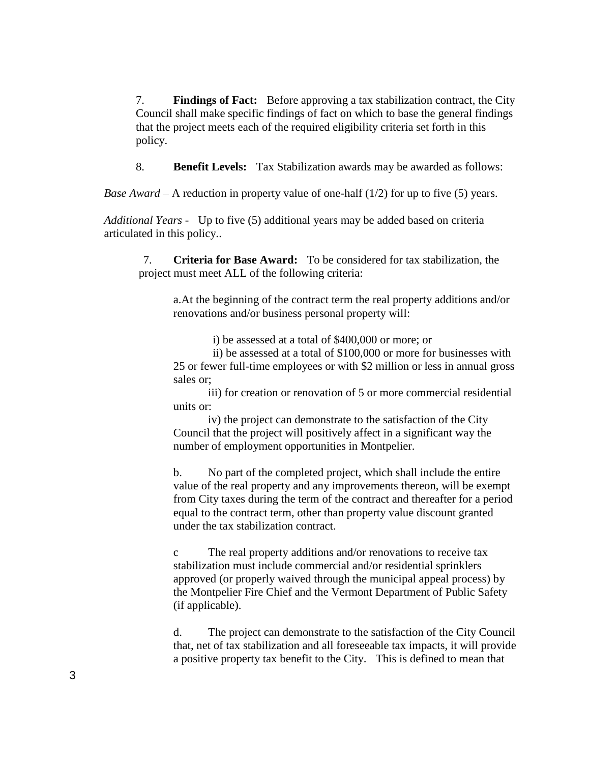7. **Findings of Fact:** Before approving a tax stabilization contract, the City Council shall make specific findings of fact on which to base the general findings that the project meets each of the required eligibility criteria set forth in this policy.

8. **Benefit Levels:** Tax Stabilization awards may be awarded as follows:

*Base Award* – A reduction in property value of one-half (1/2) for up to five (5) years.

*Additional Years* - Up to five (5) additional years may be added based on criteria articulated in this policy..

7. **Criteria for Base Award:** To be considered for tax stabilization, the project must meet ALL of the following criteria:

a. At the beginning of the contract term the real property additions and/or renovations and/or business personal property will:

i) be assessed at a total of $400,000 or more; or

ii) be assessed at a total of $100,000 or more for businesses with 25 or fewer full-time employees or with $2 million or less in annual gross sales or;

iii) for creation or renovation of 5 or more commercial residential units or:

iv) the project can demonstrate to the satisfaction of the City Council that the project will positively affect in a significant way the number of employment opportunities in Montpelier.

b. No part of the completed project, which shall include the entire value of the real property and any improvements thereon, will be exempt from City taxes during the term of the contract and thereafter for a period equal to the contract term, other than property value discount granted under the tax stabilization contract.

c The real property additions and/or renovations to receive tax stabilization must include commercial and/or residential sprinklers approved (or properly waived through the municipal appeal process) by the Montpelier Fire Chief and the Vermont Department of Public Safety (if applicable).

d. The project can demonstrate to the satisfaction of the City Council that, net of tax stabilization and all foreseeable tax impacts, it will provide a positive property tax benefit to the City. This is defined to mean that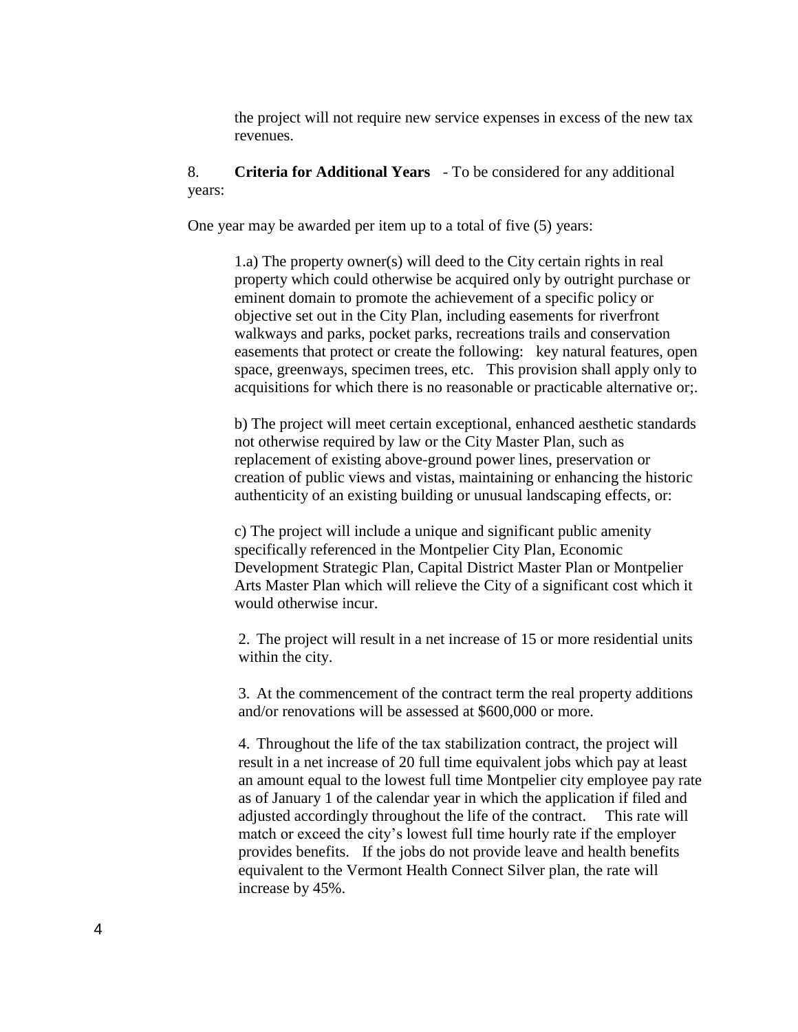the project will not require new service expenses in excess of the new tax revenues.

8. **Criteria for Additional Years** - To be considered for any additional years:

One year may be awarded per item up to a total of five (5) years:

1.a) The property owner(s) will deed to the City certain rights in real property which could otherwise be acquired only by outright purchase or eminent domain to promote the achievement of a specific policy or objective set out in the City Plan, including easements for riverfront walkways and parks, pocket parks, recreations trails and conservation easements that protect or create the following: key natural features, open space, greenways, specimen trees, etc. This provision shall apply only to acquisitions for which there is no reasonable or practicable alternative or;.

b) The project will meet certain exceptional, enhanced aesthetic standards not otherwise required by law or the City Master Plan, such as replacement of existing above-ground power lines, preservation or creation of public views and vistas, maintaining or enhancing the historic authenticity of an existing building or unusual landscaping effects, or:

c) The project will include a unique and significant public amenity specifically referenced in the Montpelier City Plan, Economic Development Strategic Plan, Capital District Master Plan or Montpelier Arts Master Plan which will relieve the City of a significant cost which it would otherwise incur.

2. The project will result in a net increase of 15 or more residential units within the city.

3. At the commencement of the contract term the real property additions and/or renovations will be assessed at $600,000 or more.

4. Throughout the life of the tax stabilization contract, the project will result in a net increase of 20 full time equivalent jobs which pay at least an amount equal to the lowest full time Montpelier city employee pay rate as of January 1 of the calendar year in which the application if filed and adjusted accordingly throughout the life of the contract. This rate will match or exceed the city's lowest full time hourly rate if the employer provides benefits. If the jobs do not provide leave and health benefits equivalent to the Vermont Health Connect Silver plan, the rate will increase by 45%.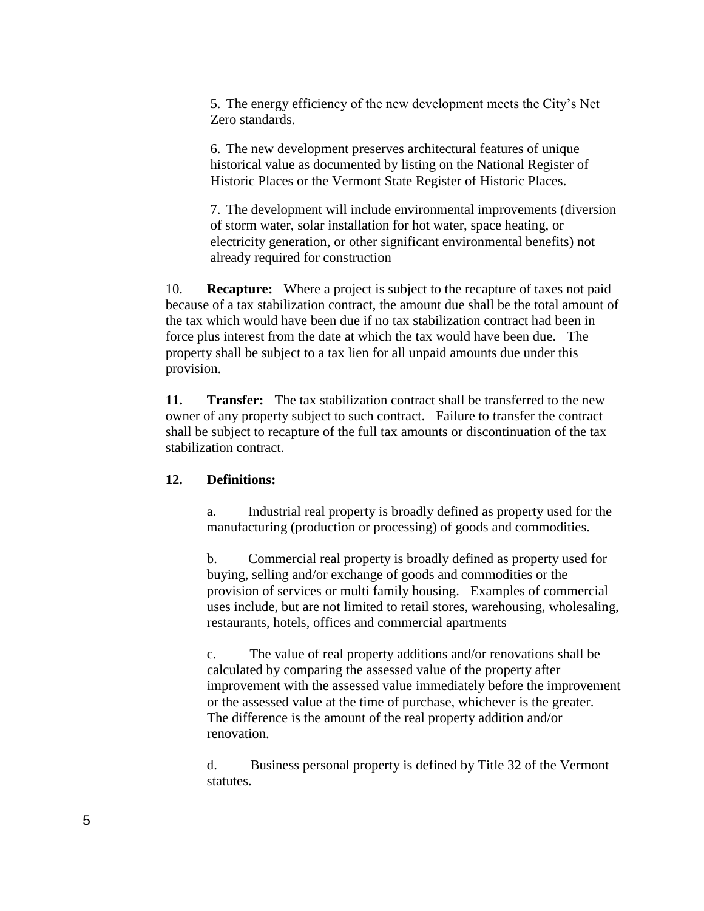5. The energy efficiency of the new development meets the City's Net Zero standards.

6. The new development preserves architectural features of unique historical value as documented by listing on the National Register of Historic Places or the Vermont State Register of Historic Places.

7. The development will include environmental improvements (diversion of storm water, solar installation for hot water, space heating, or electricity generation, or other significant environmental benefits) not already required for construction

10. **Recapture:** Where a project is subject to the recapture of taxes not paid because of a tax stabilization contract, the amount due shall be the total amount of the tax which would have been due if no tax stabilization contract had been in force plus interest from the date at which the tax would have been due. The property shall be subject to a tax lien for all unpaid amounts due under this provision.

**11. Transfer:** The tax stabilization contract shall be transferred to the new owner of any property subject to such contract. Failure to transfer the contract shall be subject to recapture of the full tax amounts or discontinuation of the tax stabilization contract.

**12. Definitions:**

a. Industrial real property is broadly defined as property used for the manufacturing (production or processing) of goods and commodities.

b. Commercial real property is broadly defined as property used for buying, selling and/or exchange of goods and commodities or the provision of services or multi family housing. Examples of commercial uses include, but are not limited to retail stores, warehousing, wholesaling, restaurants, hotels, offices and commercial apartments

c. The value of real property additions and/or renovations shall be calculated by comparing the assessed value of the property after improvement with the assessed value immediately before the improvement or the assessed value at the time of purchase, whichever is the greater. The difference is the amount of the real property addition and/or renovation.

d. Business personal property is defined by Title 32 of the Vermont statutes.